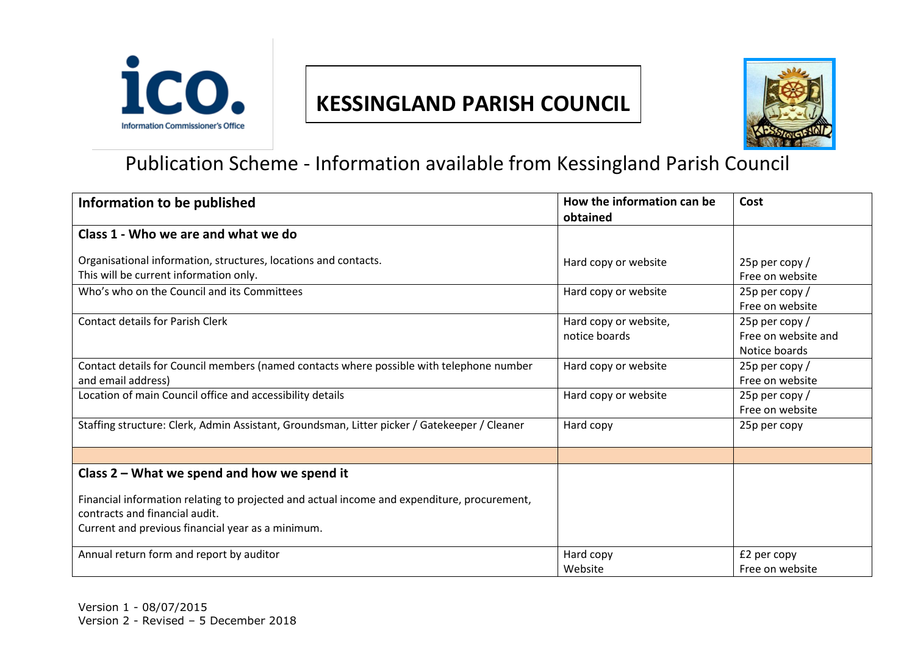# KESSINGLAND PARISH COUNCIL

## Publication Scheme - Information available from Kessingland Parish Council

| Information to be published | How the information can be obtained | Cost |
|---|---|---|
| **Class 1 - Who we are and what we do** | | |
| Organisational information, structures, locations and contacts. This will be current information only. | Hard copy or website | 25p per copy / Free on website |
| Who's who on the Council and its Committees | Hard copy or website | 25p per copy / Free on website |
| Contact details for Parish Clerk | Hard copy or website, notice boards | 25p per copy / Free on website and Notice boards |
| Contact details for Council members (named contacts where possible with telephone number and email address) | Hard copy or website | 25p per copy / Free on website |
| Location of main Council office and accessibility details | Hard copy or website | 25p per copy / Free on website |
| Staffing structure: Clerk, Admin Assistant, Groundsman, Litter picker / Gatekeeper / Cleaner | Hard copy | 25p per copy |
| | | |
| **Class 2 – What we spend and how we spend it**<br><br>Financial information relating to projected and actual income and expenditure, procurement, contracts and financial audit.<br>Current and previous financial year as a minimum. | | |
| Annual return form and report by auditor | Hard copy<br>Website | £2 per copy<br>Free on website |

Version 1 - 08/07/2015
Version 2 - Revised – 5 December 2018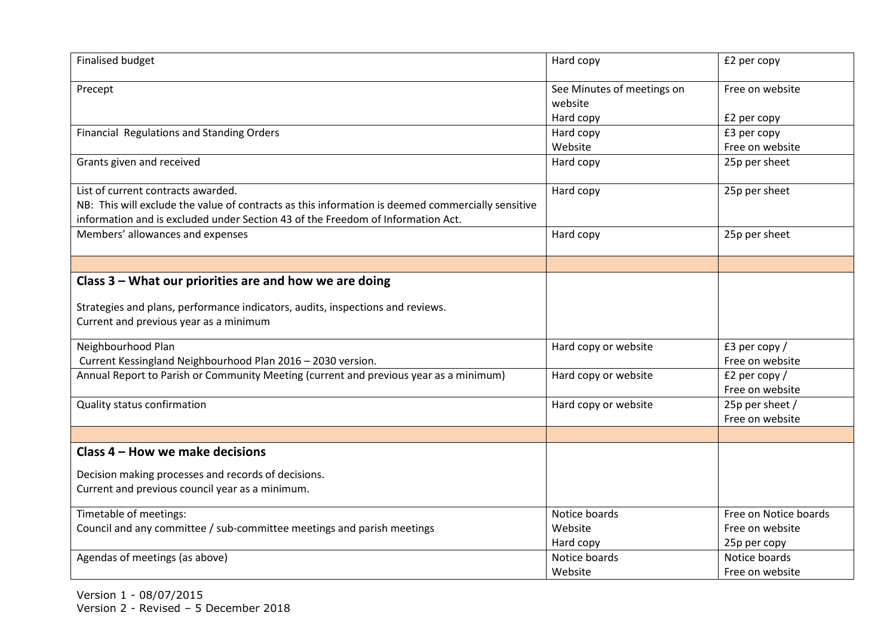| | | |
|---|---|---|
| Finalised budget | Hard copy | £2 per copy |
| Precept | See Minutes of meetings on website<br>Hard copy | Free on website<br><br>£2 per copy |
| Financial Regulations and Standing Orders | Hard copy<br>Website | £3 per copy<br>Free on website |
| Grants given and received | Hard copy | 25p per sheet |
| List of current contracts awarded.<br>NB: This will exclude the value of contracts as this information is deemed commercially sensitive information and is excluded under Section 43 of the Freedom of Information Act. | Hard copy | 25p per sheet |
| Members' allowances and expenses | Hard copy | 25p per sheet |
| | | |
| **Class 3 – What our priorities are and how we are doing**<br><br>Strategies and plans, performance indicators, audits, inspections and reviews.<br>Current and previous year as a minimum | | |
| Neighbourhood Plan<br>Current Kessingland Neighbourhood Plan 2016 – 2030 version. | Hard copy or website | £3 per copy /<br>Free on website |
| Annual Report to Parish or Community Meeting (current and previous year as a minimum) | Hard copy or website | £2 per copy /<br>Free on website |
| Quality status confirmation | Hard copy or website | 25p per sheet /<br>Free on website |
| | | |
| **Class 4 – How we make decisions**<br><br>Decision making processes and records of decisions.<br>Current and previous council year as a minimum. | | |
| Timetable of meetings:<br>Council and any committee / sub-committee meetings and parish meetings | Notice boards<br>Website<br>Hard copy | Free on Notice boards<br>Free on website<br>25p per copy |
| Agendas of meetings (as above) | Notice boards<br>Website | Notice boards<br>Free on website |

Version 1 - 08/07/2015
Version 2 - Revised – 5 December 2018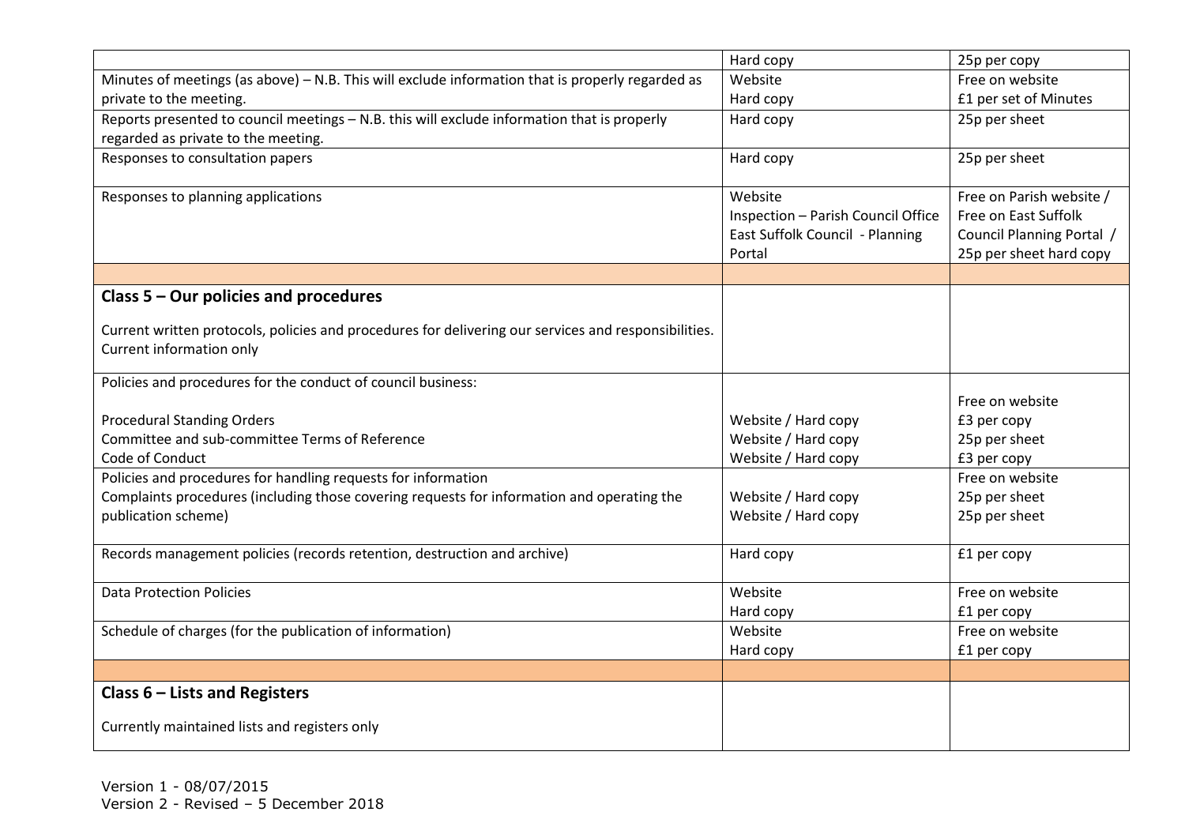| | | |
|---|---|---|
| | Hard copy | 25p per copy |
| Minutes of meetings (as above) – N.B. This will exclude information that is properly regarded as private to the meeting. | Website<br>Hard copy | Free on website<br>£1 per set of Minutes |
| Reports presented to council meetings – N.B. this will exclude information that is properly regarded as private to the meeting. | Hard copy | 25p per sheet |
| Responses to consultation papers | Hard copy | 25p per sheet |
| Responses to planning applications | Website<br>Inspection – Parish Council Office<br>East Suffolk Council - Planning Portal | Free on Parish website /<br>Free on East Suffolk Council Planning Portal /<br>25p per sheet hard copy |
| | | |
| **Class 5 – Our policies and procedures**<br><br>Current written protocols, policies and procedures for delivering our services and responsibilities. Current information only | | |
| Policies and procedures for the conduct of council business:<br><br>Procedural Standing Orders<br>Committee and sub-committee Terms of Reference<br>Code of Conduct | <br><br>Website / Hard copy<br>Website / Hard copy<br>Website / Hard copy | <br>Free on website<br>£3 per copy<br>25p per sheet<br>£3 per copy |
| Policies and procedures for handling requests for information<br>Complaints procedures (including those covering requests for information and operating the publication scheme) | <br>Website / Hard copy<br>Website / Hard copy | Free on website<br>25p per sheet<br>25p per sheet |
| Records management policies (records retention, destruction and archive) | Hard copy | £1 per copy |
| Data Protection Policies | Website<br>Hard copy | Free on website<br>£1 per copy |
| Schedule of charges (for the publication of information) | Website<br>Hard copy | Free on website<br>£1 per copy |
| | | |
| **Class 6 – Lists and Registers**<br><br>Currently maintained lists and registers only | | |

Version 1 - 08/07/2015
Version 2 - Revised – 5 December 2018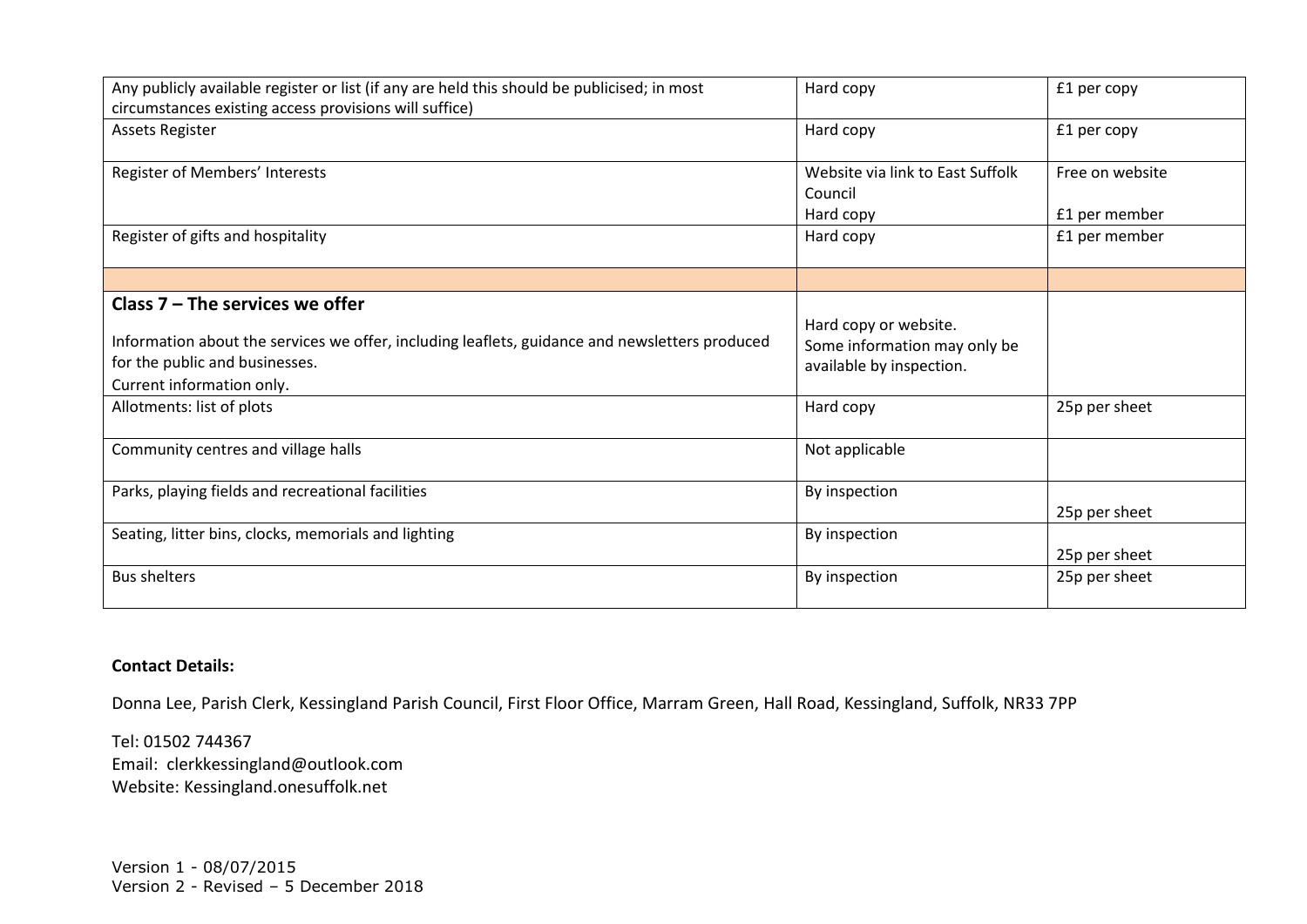| | | |
|---|---|---|
| Any publicly available register or list (if any are held this should be publicised; in most circumstances existing access provisions will suffice) | Hard copy | £1 per copy |
| Assets Register | Hard copy | £1 per copy |
| Register of Members' Interests | Website via link to East Suffolk Council<br>Hard copy | Free on website<br>£1 per member |
| Register of gifts and hospitality | Hard copy | £1 per member |
| | | |
| **Class 7 – The services we offer**<br><br>Information about the services we offer, including leaflets, guidance and newsletters produced for the public and businesses.<br>Current information only. | Hard copy or website.<br>Some information may only be available by inspection. | |
| Allotments: list of plots | Hard copy | 25p per sheet |
| Community centres and village halls | Not applicable | |
| Parks, playing fields and recreational facilities | By inspection | 25p per sheet |
| Seating, litter bins, clocks, memorials and lighting | By inspection | 25p per sheet |
| Bus shelters | By inspection | 25p per sheet |

**Contact Details:**

Donna Lee, Parish Clerk, Kessingland Parish Council, First Floor Office, Marram Green, Hall Road, Kessingland, Suffolk, NR33 7PP

Tel: 01502 744367
Email: clerkkessingland@outlook.com
Website: Kessingland.onesuffolk.net

Version 1 - 08/07/2015
Version 2 - Revised – 5 December 2018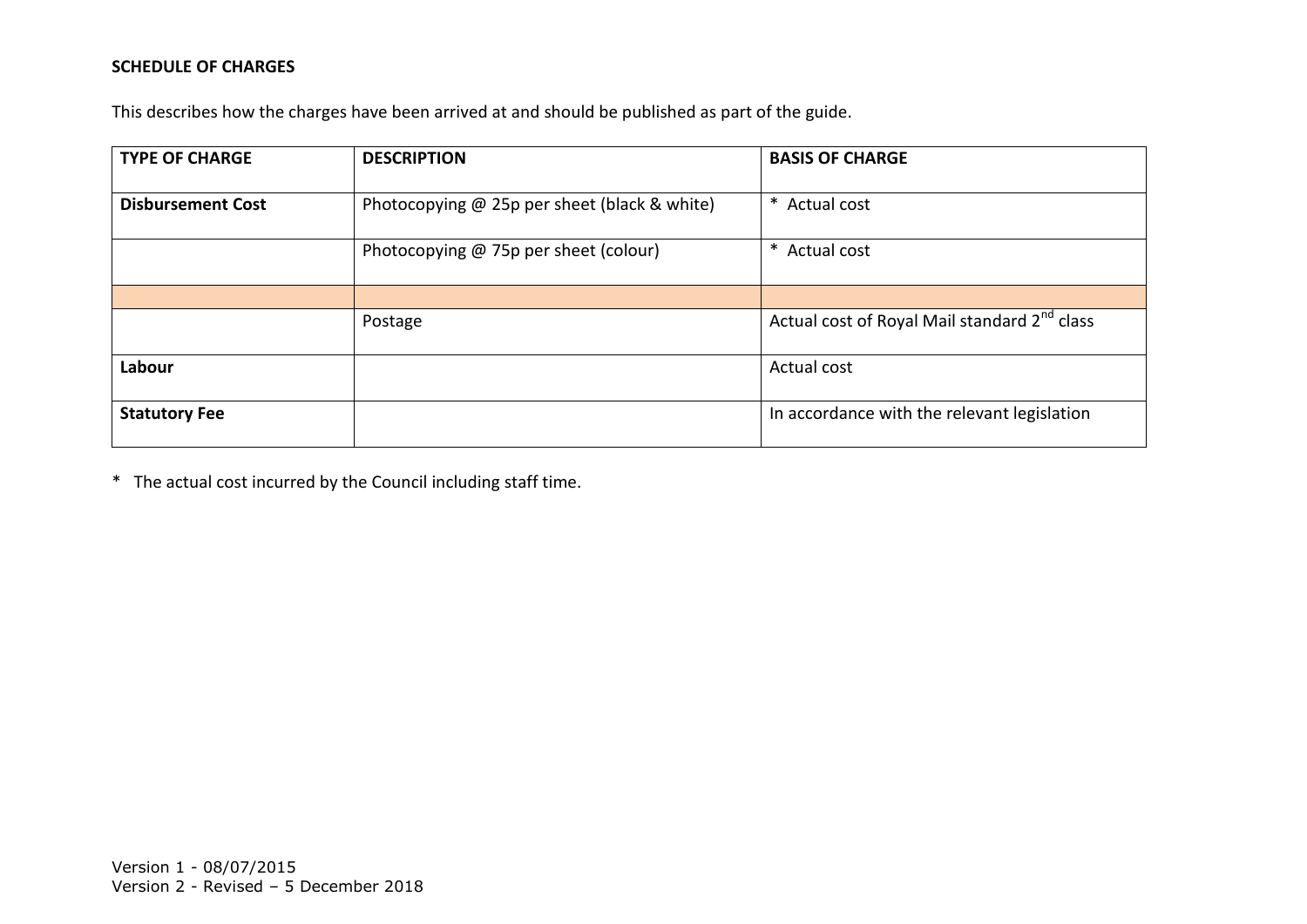**SCHEDULE OF CHARGES**

This describes how the charges have been arrived at and should be published as part of the guide.

| TYPE OF CHARGE | DESCRIPTION | BASIS OF CHARGE |
|---|---|---|
| **Disbursement Cost** | Photocopying @ 25p per sheet (black & white) | * Actual cost |
| | Photocopying @ 75p per sheet (colour) | * Actual cost |
| | | |
| | Postage | Actual cost of Royal Mail standard 2nd class |
| **Labour** | | Actual cost |
| **Statutory Fee** | | In accordance with the relevant legislation |

* The actual cost incurred by the Council including staff time.

Version 1 - 08/07/2015
Version 2 - Revised – 5 December 2018